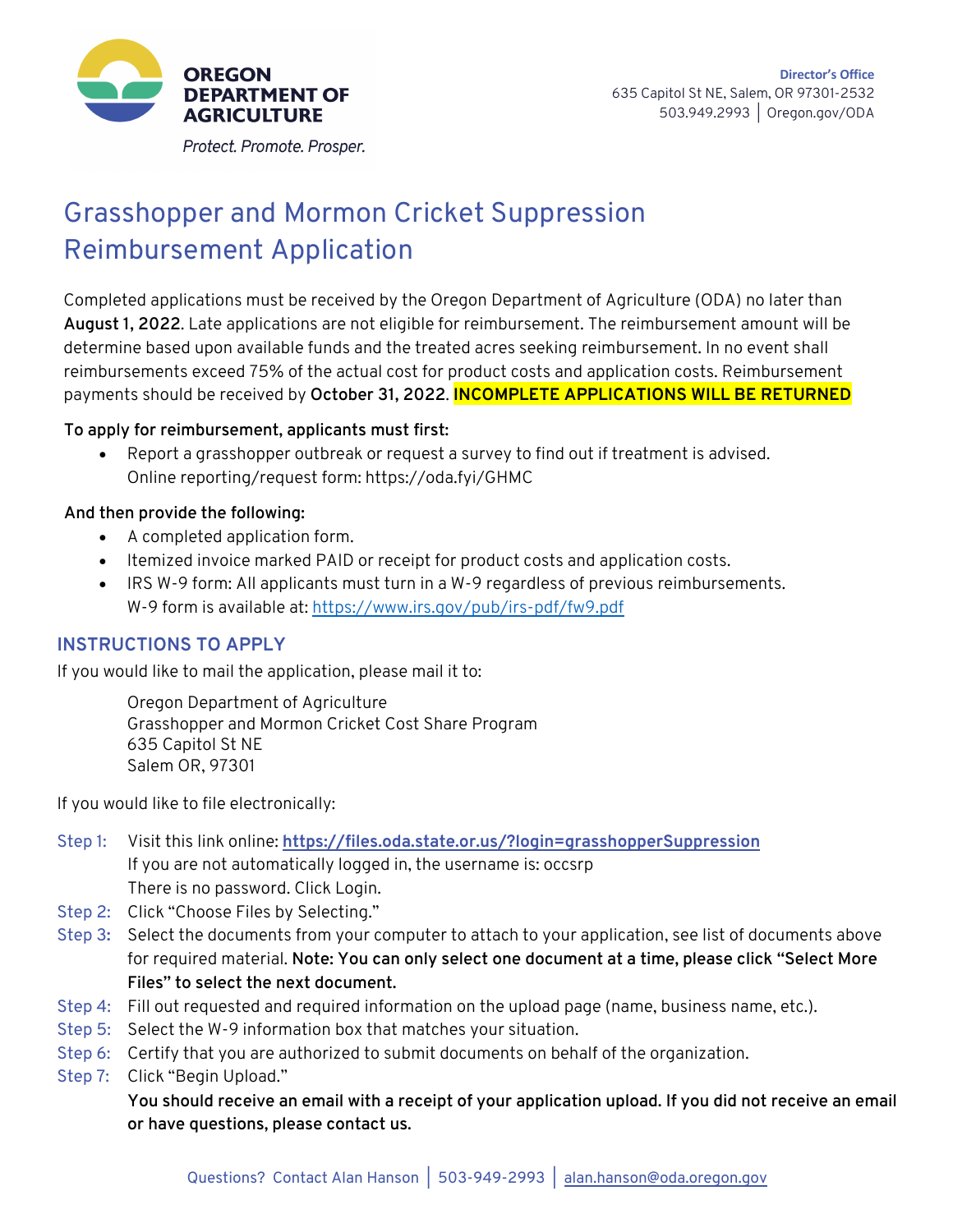**OREGON DEPARTMENT OF AGRICULTURE**

*Protect. Promote. Prosper.*

**Director's Office**
635 Capitol St NE, Salem, OR 97301-2532
503.949.2993 | Oregon.gov/ODA

# Grasshopper and Mormon Cricket Suppression Reimbursement Application

Completed applications must be received by the Oregon Department of Agriculture (ODA) no later than **August 1, 2022**. Late applications are not eligible for reimbursement. The reimbursement amount will be determine based upon available funds and the treated acres seeking reimbursement. In no event shall reimbursements exceed 75% of the actual cost for product costs and application costs. Reimbursement payments should be received by **October 31, 2022**. **INCOMPLETE APPLICATIONS WILL BE RETURNED**

**To apply for reimbursement, applicants must first:**

- Report a grasshopper outbreak or request a survey to find out if treatment is advised. Online reporting/request form: https://oda.fyi/GHMC

**And then provide the following:**

- A completed application form.
- Itemized invoice marked PAID or receipt for product costs and application costs.
- IRS W-9 form: All applicants must turn in a W-9 regardless of previous reimbursements. W-9 form is available at: https://www.irs.gov/pub/irs-pdf/fw9.pdf

## INSTRUCTIONS TO APPLY

If you would like to mail the application, please mail it to:

Oregon Department of Agriculture
Grasshopper and Mormon Cricket Cost Share Program
635 Capitol St NE
Salem OR, 97301

If you would like to file electronically:

Step 1: Visit this link online: **https://files.oda.state.or.us/?login=grasshopperSuppression**
If you are not automatically logged in, the username is: occsrp
There is no password. Click Login.

Step 2: Click "Choose Files by Selecting."

Step 3: Select the documents from your computer to attach to your application, see list of documents above for required material. **Note: You can only select one document at a time, please click "Select More Files" to select the next document.**

Step 4: Fill out requested and required information on the upload page (name, business name, etc.).

Step 5: Select the W-9 information box that matches your situation.

Step 6: Certify that you are authorized to submit documents on behalf of the organization.

Step 7: Click "Begin Upload."
**You should receive an email with a receipt of your application upload. If you did not receive an email or have questions, please contact us.**

Questions? Contact Alan Hanson | 503-949-2993 | alan.hanson@oda.oregon.gov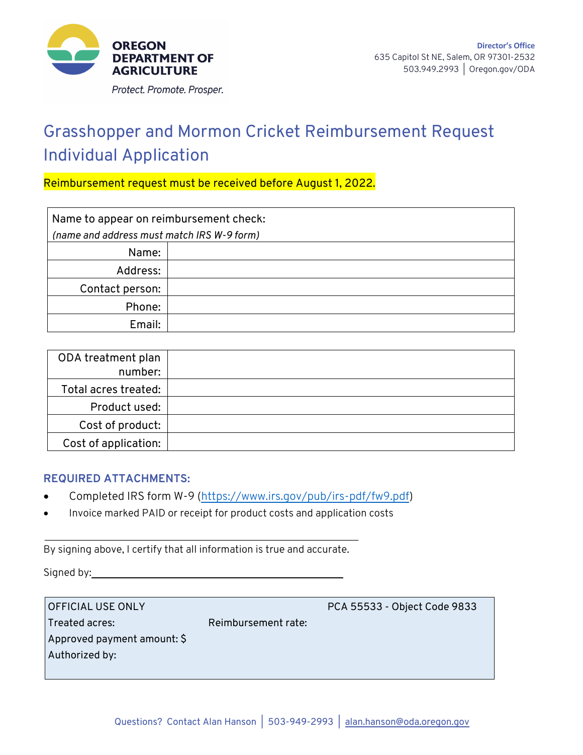OREGON DEPARTMENT OF AGRICULTURE

*Protect. Promote. Prosper.*

**Director's Office**
635 Capitol St NE, Salem, OR 97301-2532
503.949.2993 | Oregon.gov/ODA

# Grasshopper and Mormon Cricket Reimbursement Request Individual Application

**Reimbursement request must be received before August 1, 2022.**

| Name to appear on reimbursement check: *(name and address must match IRS W-9 form)* | |
|---|---|
| Name: | |
| Address: | |
| Contact person: | |
| Phone: | |
| Email: | |

| ODA treatment plan number: | |
|---|---|
| Total acres treated: | |
| Product used: | |
| Cost of product: | |
| Cost of application: | |

### REQUIRED ATTACHMENTS:

- Completed IRS form W-9 (https://www.irs.gov/pub/irs-pdf/fw9.pdf)
- Invoice marked PAID or receipt for product costs and application costs

\_\_\_\_\_\_\_\_\_\_\_\_\_\_\_\_\_\_\_\_\_\_\_\_\_\_\_\_\_\_\_\_\_\_\_\_\_\_\_\_\_\_\_\_

By signing above, I certify that all information is true and accurate.

Signed by: \_\_\_\_\_\_\_\_\_\_\_\_\_\_\_\_\_\_\_\_\_\_\_\_\_\_\_\_\_\_\_\_\_\_

| OFFICIAL USE ONLY | | PCA 55533 - Object Code 9833 |
|---|---|---|
| Treated acres: | Reimbursement rate: | |
| Approved payment amount: $ | | |
| Authorized by: | | |

Questions? Contact Alan Hanson | 503-949-2993 | alan.hanson@oda.oregon.gov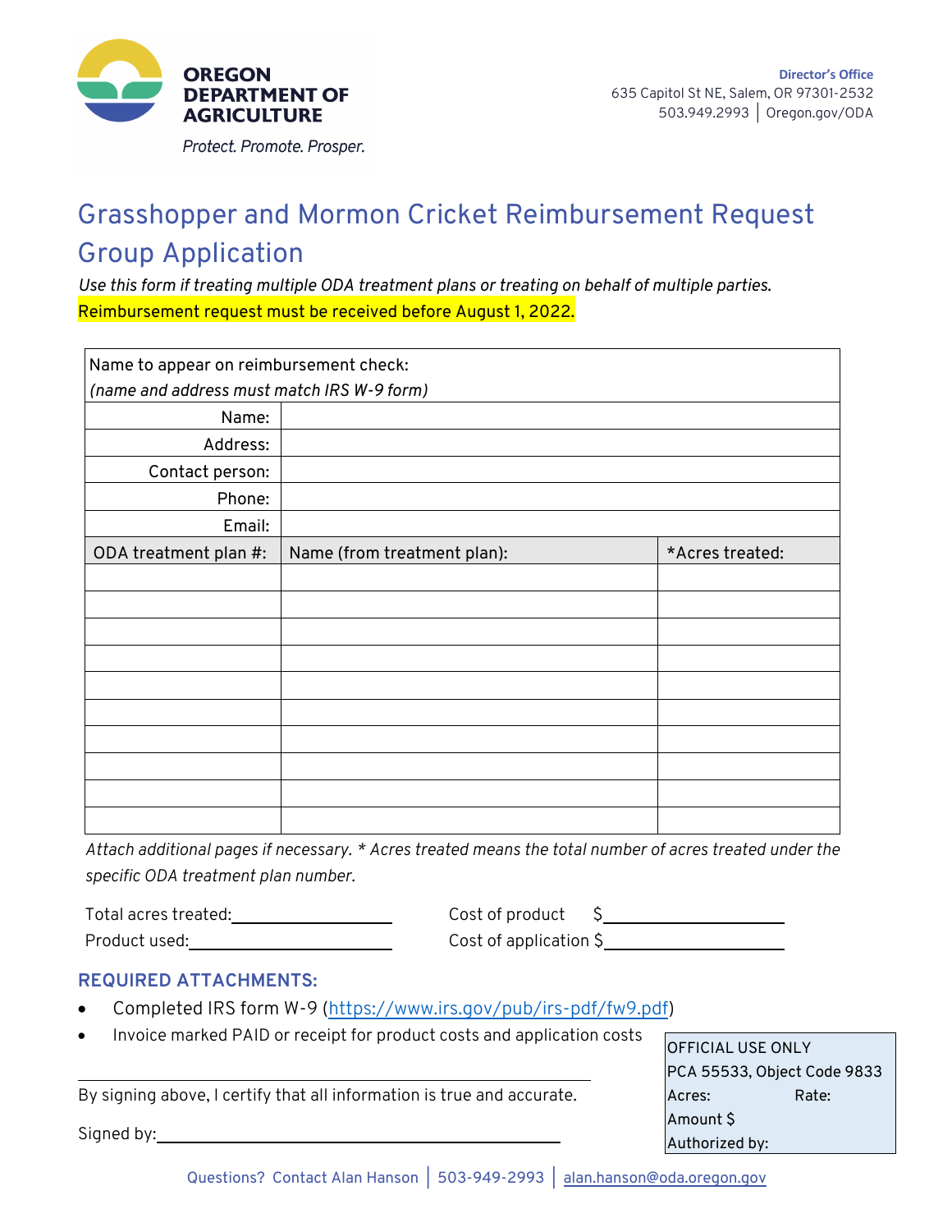**OREGON DEPARTMENT OF AGRICULTURE**

*Protect. Promote. Prosper.*

**Director's Office**
635 Capitol St NE, Salem, OR 97301-2532
503.949.2993 | Oregon.gov/ODA

# Grasshopper and Mormon Cricket Reimbursement Request Group Application

*Use this form if treating multiple ODA treatment plans or treating on behalf of multiple parties.*

Reimbursement request must be received before August 1, 2022.

| Name to appear on reimbursement check: *(name and address must match IRS W-9 form)* | | |
|---|---|---|
| Name: | | |
| Address: | | |
| Contact person: | | |
| Phone: | | |
| Email: | | |
| ODA treatment plan #: | Name (from treatment plan): | *Acres treated: |
| | | |
| | | |
| | | |
| | | |
| | | |
| | | |
| | | |
| | | |
| | | |
| | | |

*Attach additional pages if necessary. * Acres treated means the total number of acres treated under the specific ODA treatment plan number.*

Total acres treated: ____________________ Cost of product $ ____________________

Product used: ____________________ Cost of application $ ____________________

### REQUIRED ATTACHMENTS:

- Completed IRS form W-9 (https://www.irs.gov/pub/irs-pdf/fw9.pdf)
- Invoice marked PAID or receipt for product costs and application costs

_______________________________________________

By signing above, I certify that all information is true and accurate.

Signed by: ____________________________________

| OFFICIAL USE ONLY | |
|---|---|
| PCA 55533, Object Code 9833 | |
| Acres: | Rate: |
| Amount $ | |
| Authorized by: | |

Questions? Contact Alan Hanson | 503-949-2993 | alan.hanson@oda.oregon.gov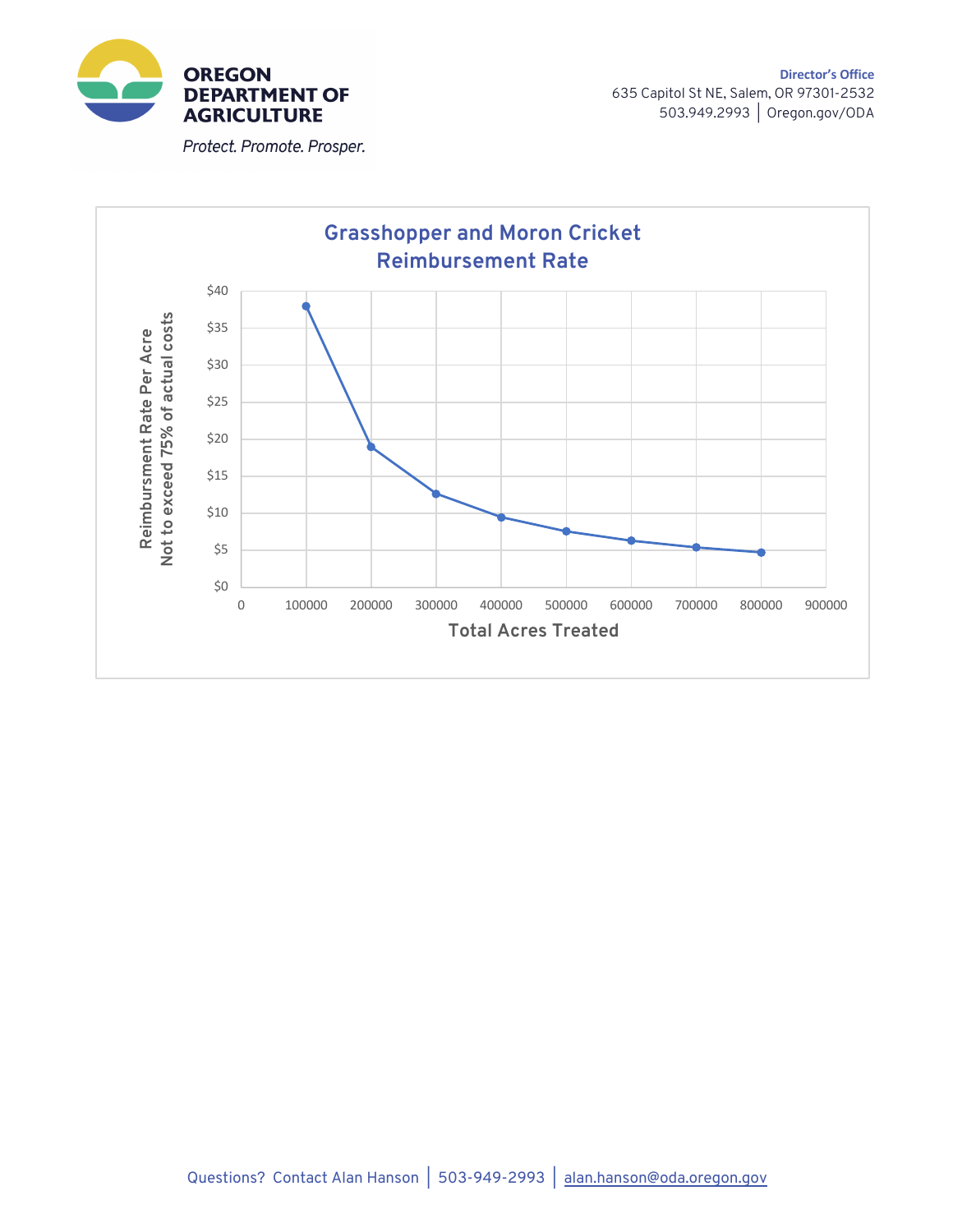**Grasshopper and Moron Cricket Reimbursement Rate**

Reimbursment Rate Per Acre
Not to exceed 75% of actual costs

$40
$35
$30
$25
$20
$15
$10
$5
$0

0
100000
200000
300000
400000
500000
600000
700000
800000
900000

Total Acres Treated